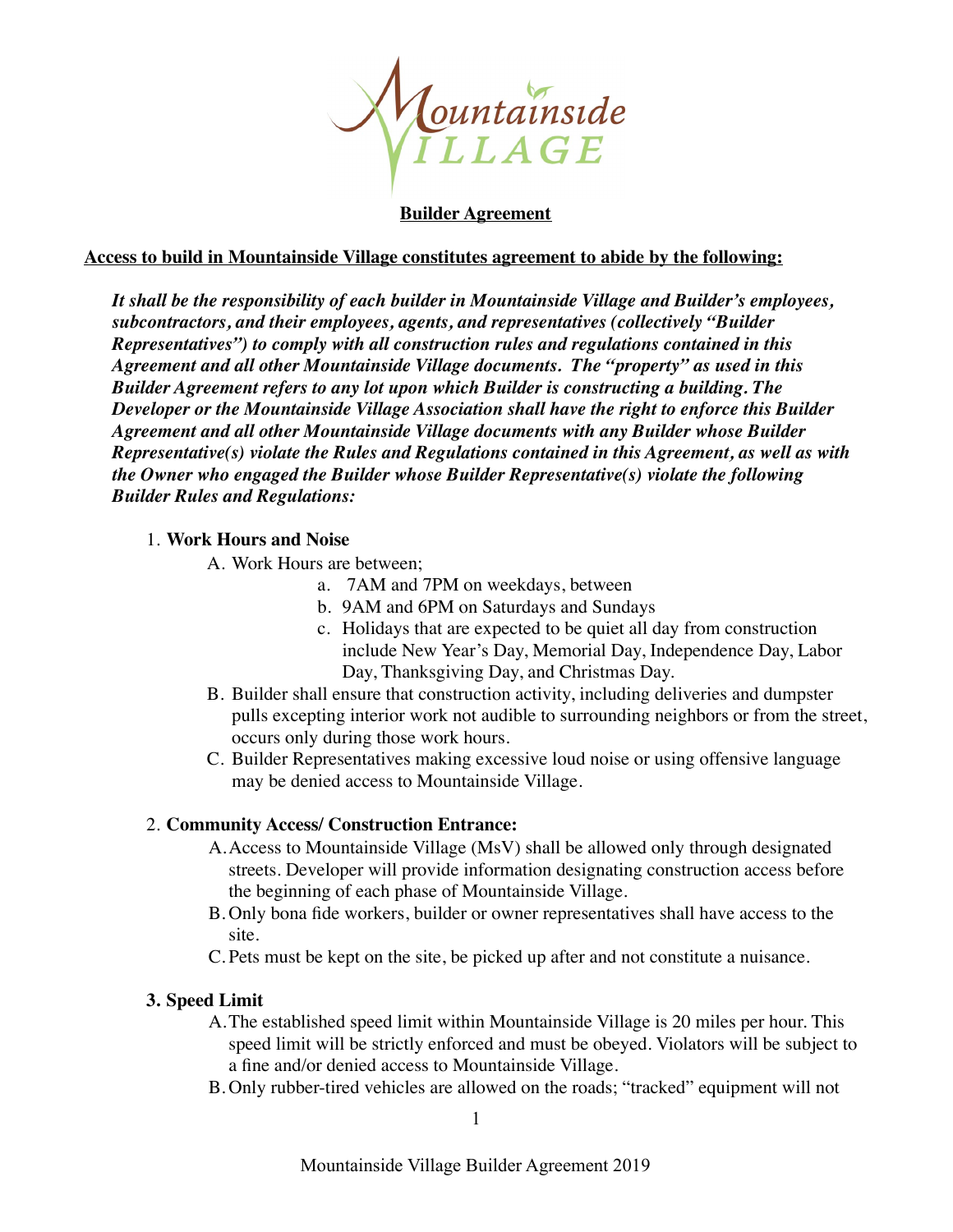Mountainside VILLAGE

**Builder Agreement**

**Access to build in Mountainside Village constitutes agreement to abide by the following:**

***It shall be the responsibility of each builder in Mountainside Village and Builder's employees, subcontractors, and their employees, agents, and representatives (collectively "Builder Representatives") to comply with all construction rules and regulations contained in this Agreement and all other Mountainside Village documents. The "property" as used in this Builder Agreement refers to any lot upon which Builder is constructing a building. The Developer or the Mountainside Village Association shall have the right to enforce this Builder Agreement and all other Mountainside Village documents with any Builder whose Builder Representative(s) violate the Rules and Regulations contained in this Agreement, as well as with the Owner who engaged the Builder whose Builder Representative(s) violate the following Builder Rules and Regulations:***

1. **Work Hours and Noise**
   - A. Work Hours are between;
     - a. 7AM and 7PM on weekdays, between
     - b. 9AM and 6PM on Saturdays and Sundays
     - c. Holidays that are expected to be quiet all day from construction include New Year's Day, Memorial Day, Independence Day, Labor Day, Thanksgiving Day, and Christmas Day.
   - B. Builder shall ensure that construction activity, including deliveries and dumpster pulls excepting interior work not audible to surrounding neighbors or from the street, occurs only during those work hours.
   - C. Builder Representatives making excessive loud noise or using offensive language may be denied access to Mountainside Village.

2. **Community Access/ Construction Entrance:**
   - A. Access to Mountainside Village (MsV) shall be allowed only through designated streets. Developer will provide information designating construction access before the beginning of each phase of Mountainside Village.
   - B. Only bona fide workers, builder or owner representatives shall have access to the site.
   - C. Pets must be kept on the site, be picked up after and not constitute a nuisance.

3. **Speed Limit**
   - A. The established speed limit within Mountainside Village is 20 miles per hour. This speed limit will be strictly enforced and must be obeyed. Violators will be subject to a fine and/or denied access to Mountainside Village.
   - B. Only rubber-tired vehicles are allowed on the roads; "tracked" equipment will not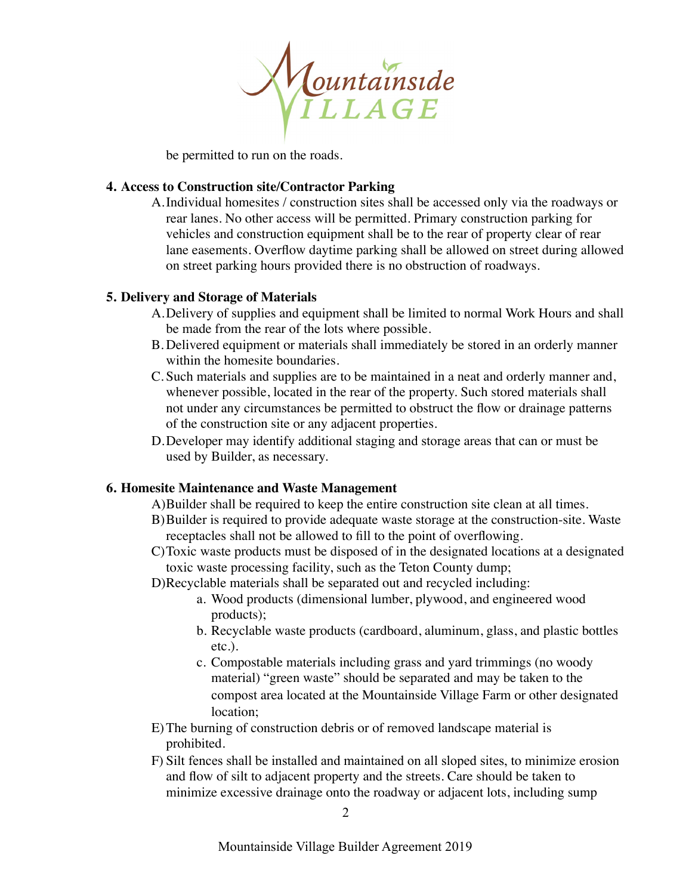be permitted to run on the roads.

**4. Access to Construction site/Contractor Parking**

A. Individual homesites / construction sites shall be accessed only via the roadways or rear lanes. No other access will be permitted. Primary construction parking for vehicles and construction equipment shall be to the rear of property clear of rear lane easements. Overflow daytime parking shall be allowed on street during allowed on street parking hours provided there is no obstruction of roadways.

**5. Delivery and Storage of Materials**

A. Delivery of supplies and equipment shall be limited to normal Work Hours and shall be made from the rear of the lots where possible.

B. Delivered equipment or materials shall immediately be stored in an orderly manner within the homesite boundaries.

C. Such materials and supplies are to be maintained in a neat and orderly manner and, whenever possible, located in the rear of the property. Such stored materials shall not under any circumstances be permitted to obstruct the flow or drainage patterns of the construction site or any adjacent properties.

D. Developer may identify additional staging and storage areas that can or must be used by Builder, as necessary.

**6. Homesite Maintenance and Waste Management**

A) Builder shall be required to keep the entire construction site clean at all times.

B) Builder is required to provide adequate waste storage at the construction-site. Waste receptacles shall not be allowed to fill to the point of overflowing.

C) Toxic waste products must be disposed of in the designated locations at a designated toxic waste processing facility, such as the Teton County dump;

D) Recyclable materials shall be separated out and recycled including:

   a. Wood products (dimensional lumber, plywood, and engineered wood products);
   b. Recyclable waste products (cardboard, aluminum, glass, and plastic bottles etc.).
   c. Compostable materials including grass and yard trimmings (no woody material) "green waste" should be separated and may be taken to the compost area located at the Mountainside Village Farm or other designated location;

E) The burning of construction debris or of removed landscape material is prohibited.

F) Silt fences shall be installed and maintained on all sloped sites, to minimize erosion and flow of silt to adjacent property and the streets. Care should be taken to minimize excessive drainage onto the roadway or adjacent lots, including sump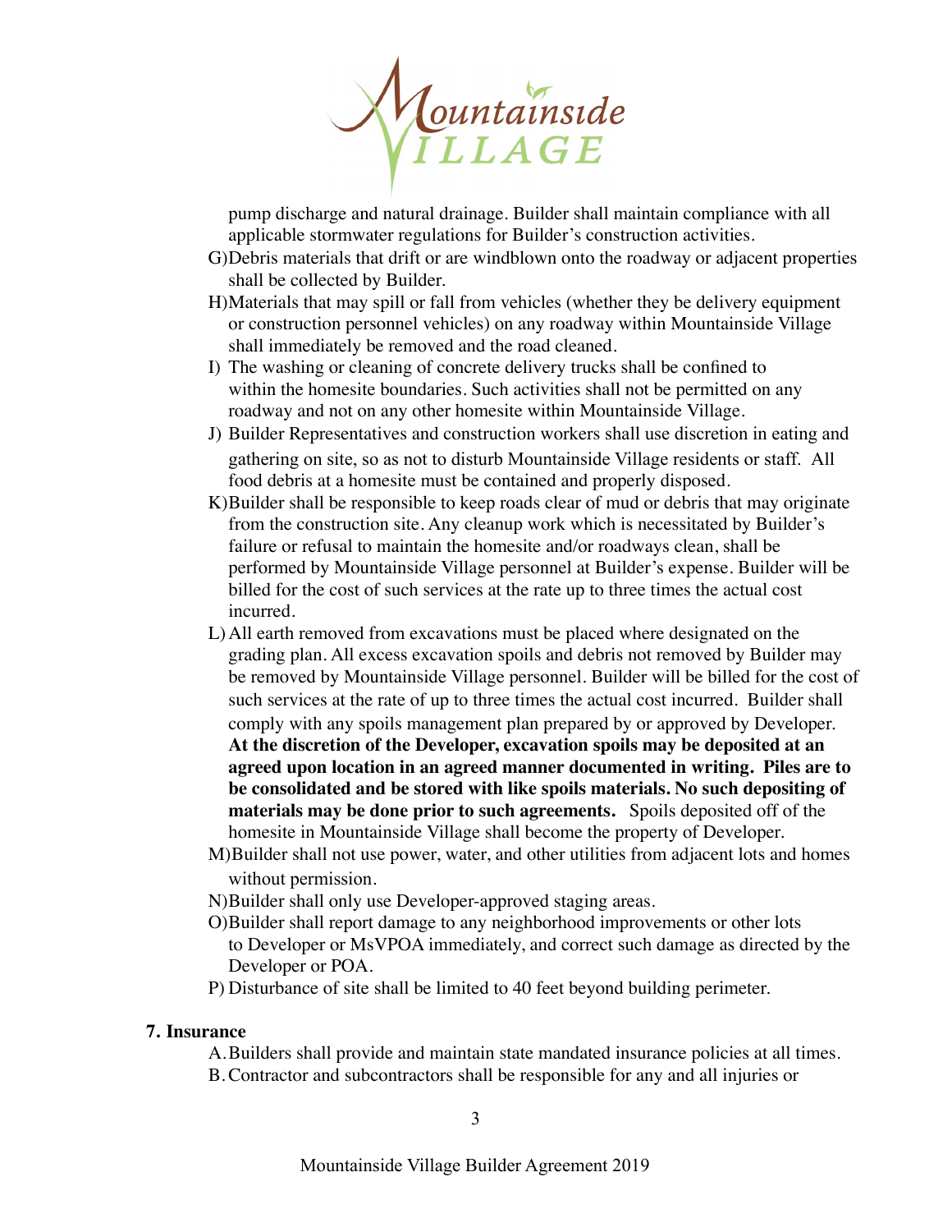pump discharge and natural drainage. Builder shall maintain compliance with all applicable stormwater regulations for Builder's construction activities.

G) Debris materials that drift or are windblown onto the roadway or adjacent properties shall be collected by Builder.

H) Materials that may spill or fall from vehicles (whether they be delivery equipment or construction personnel vehicles) on any roadway within Mountainside Village shall immediately be removed and the road cleaned.

I) The washing or cleaning of concrete delivery trucks shall be confined to within the homesite boundaries. Such activities shall not be permitted on any roadway and not on any other homesite within Mountainside Village.

J) Builder Representatives and construction workers shall use discretion in eating and gathering on site, so as not to disturb Mountainside Village residents or staff. All food debris at a homesite must be contained and properly disposed.

K) Builder shall be responsible to keep roads clear of mud or debris that may originate from the construction site. Any cleanup work which is necessitated by Builder's failure or refusal to maintain the homesite and/or roadways clean, shall be performed by Mountainside Village personnel at Builder's expense. Builder will be billed for the cost of such services at the rate up to three times the actual cost incurred.

L) All earth removed from excavations must be placed where designated on the grading plan. All excess excavation spoils and debris not removed by Builder may be removed by Mountainside Village personnel. Builder will be billed for the cost of such services at the rate of up to three times the actual cost incurred. Builder shall comply with any spoils management plan prepared by or approved by Developer. **At the discretion of the Developer, excavation spoils may be deposited at an agreed upon location in an agreed manner documented in writing. Piles are to be consolidated and be stored with like spoils materials. No such depositing of materials may be done prior to such agreements.** Spoils deposited off of the homesite in Mountainside Village shall become the property of Developer.

M) Builder shall not use power, water, and other utilities from adjacent lots and homes without permission.

N) Builder shall only use Developer-approved staging areas.

O) Builder shall report damage to any neighborhood improvements or other lots to Developer or MsVPOA immediately, and correct such damage as directed by the Developer or POA.

P) Disturbance of site shall be limited to 40 feet beyond building perimeter.

## 7. Insurance

A. Builders shall provide and maintain state mandated insurance policies at all times.

B. Contractor and subcontractors shall be responsible for any and all injuries or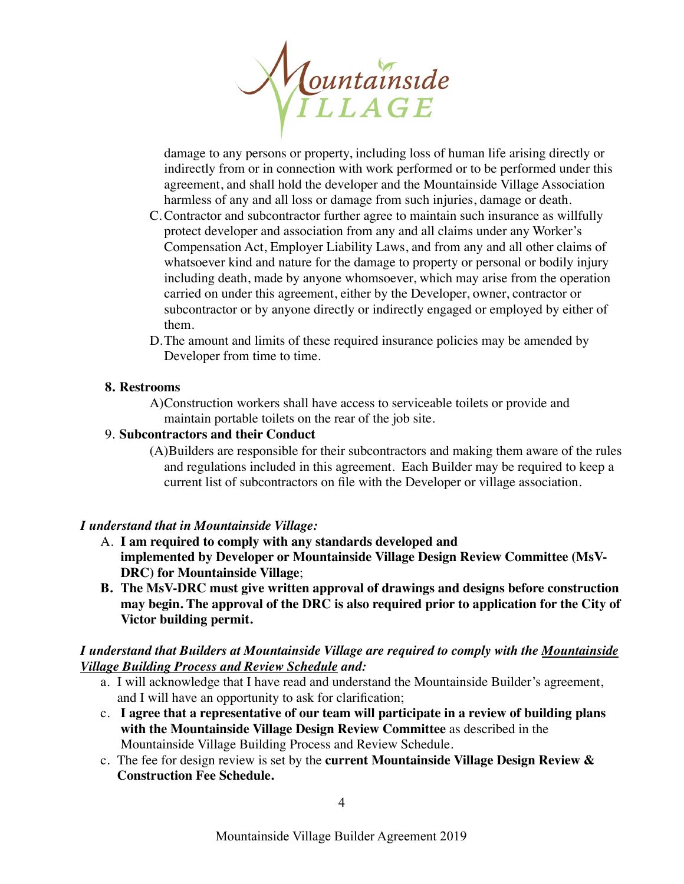damage to any persons or property, including loss of human life arising directly or indirectly from or in connection with work performed or to be performed under this agreement, and shall hold the developer and the Mountainside Village Association harmless of any and all loss or damage from such injuries, damage or death.

C. Contractor and subcontractor further agree to maintain such insurance as willfully protect developer and association from any and all claims under any Worker's Compensation Act, Employer Liability Laws, and from any and all other claims of whatsoever kind and nature for the damage to property or personal or bodily injury including death, made by anyone whomsoever, which may arise from the operation carried on under this agreement, either by the Developer, owner, contractor or subcontractor or by anyone directly or indirectly engaged or employed by either of them.

D. The amount and limits of these required insurance policies may be amended by Developer from time to time.

**8. Restrooms**

A) Construction workers shall have access to serviceable toilets or provide and maintain portable toilets on the rear of the job site.

9. **Subcontractors and their Conduct**

(A) Builders are responsible for their subcontractors and making them aware of the rules and regulations included in this agreement. Each Builder may be required to keep a current list of subcontractors on file with the Developer or village association.

***I understand that in Mountainside Village:***

A. **I am required to comply with any standards developed and implemented by Developer or Mountainside Village Design Review Committee (MsV-DRC) for Mountainside Village**;

**B. The MsV-DRC must give written approval of drawings and designs before construction may begin. The approval of the DRC is also required prior to application for the City of Victor building permit.**

***I understand that Builders at Mountainside Village are required to comply with the <u>Mountainside Village Building Process and Review Schedule</u> and:***

a. I will acknowledge that I have read and understand the Mountainside Builder's agreement, and I will have an opportunity to ask for clarification;

c. **I agree that a representative of our team will participate in a review of building plans with the Mountainside Village Design Review Committee** as described in the Mountainside Village Building Process and Review Schedule.

c. The fee for design review is set by the **current Mountainside Village Design Review & Construction Fee Schedule.**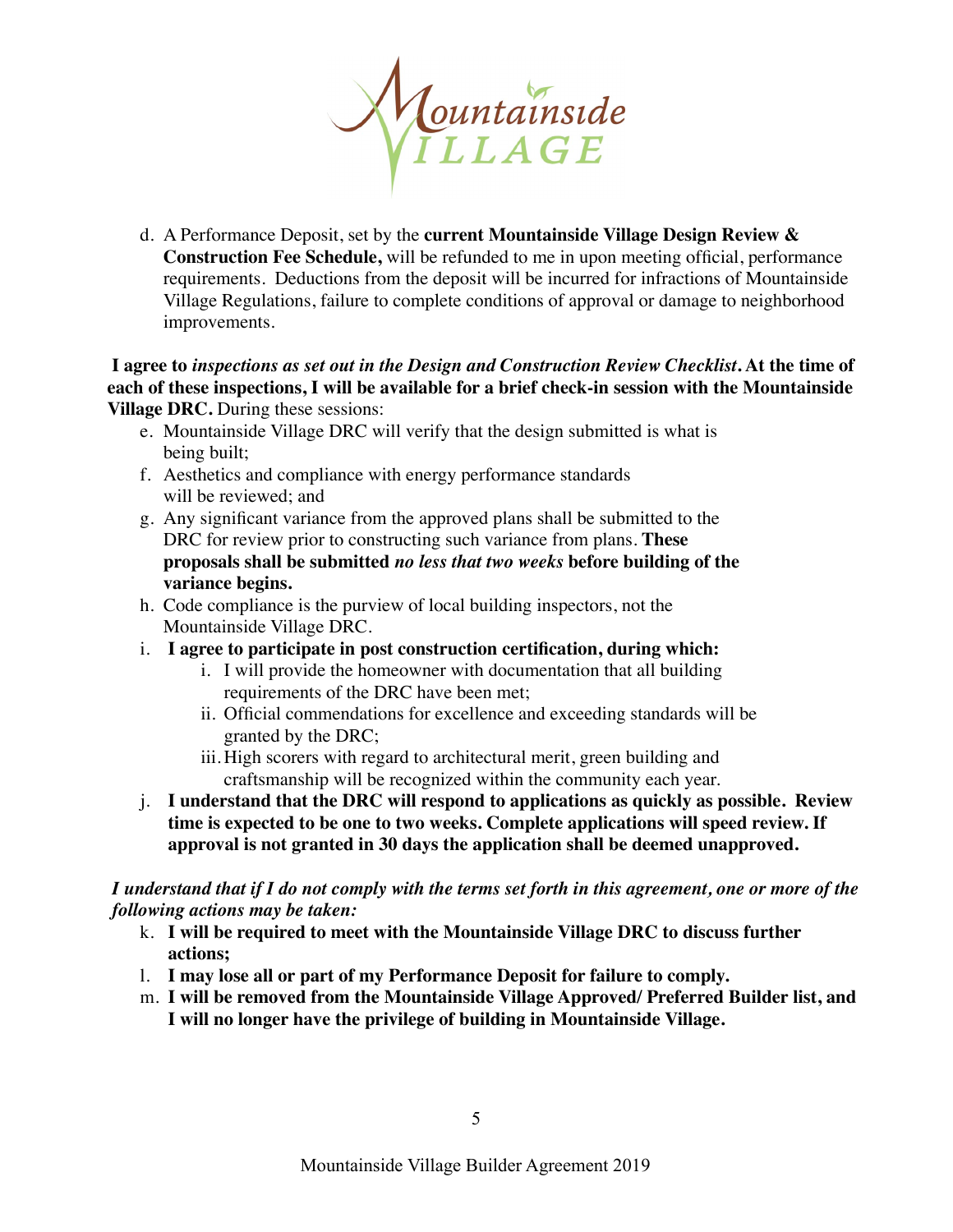d. A Performance Deposit, set by the **current Mountainside Village Design Review & Construction Fee Schedule,** will be refunded to me in upon meeting official, performance requirements. Deductions from the deposit will be incurred for infractions of Mountainside Village Regulations, failure to complete conditions of approval or damage to neighborhood improvements.

**I agree to *inspections as set out in the Design and Construction Review Checklist*. At the time of each of these inspections, I will be available for a brief check-in session with the Mountainside Village DRC.** During these sessions:

e. Mountainside Village DRC will verify that the design submitted is what is being built;
f. Aesthetics and compliance with energy performance standards will be reviewed; and
g. Any significant variance from the approved plans shall be submitted to the DRC for review prior to constructing such variance from plans. **These proposals shall be submitted *no less that two weeks* before building of the variance begins.**
h. Code compliance is the purview of local building inspectors, not the Mountainside Village DRC.
i. **I agree to participate in post construction certification, during which:**
   i. I will provide the homeowner with documentation that all building requirements of the DRC have been met;
   ii. Official commendations for excellence and exceeding standards will be granted by the DRC;
   iii. High scorers with regard to architectural merit, green building and craftsmanship will be recognized within the community each year.
j. **I understand that the DRC will respond to applications as quickly as possible. Review time is expected to be one to two weeks. Complete applications will speed review. If approval is not granted in 30 days the application shall be deemed unapproved.**

***I understand that if I do not comply with the terms set forth in this agreement, one or more of the following actions may be taken:***

k. **I will be required to meet with the Mountainside Village DRC to discuss further actions;**
l. **I may lose all or part of my Performance Deposit for failure to comply.**
m. **I will be removed from the Mountainside Village Approved/ Preferred Builder list, and I will no longer have the privilege of building in Mountainside Village.**